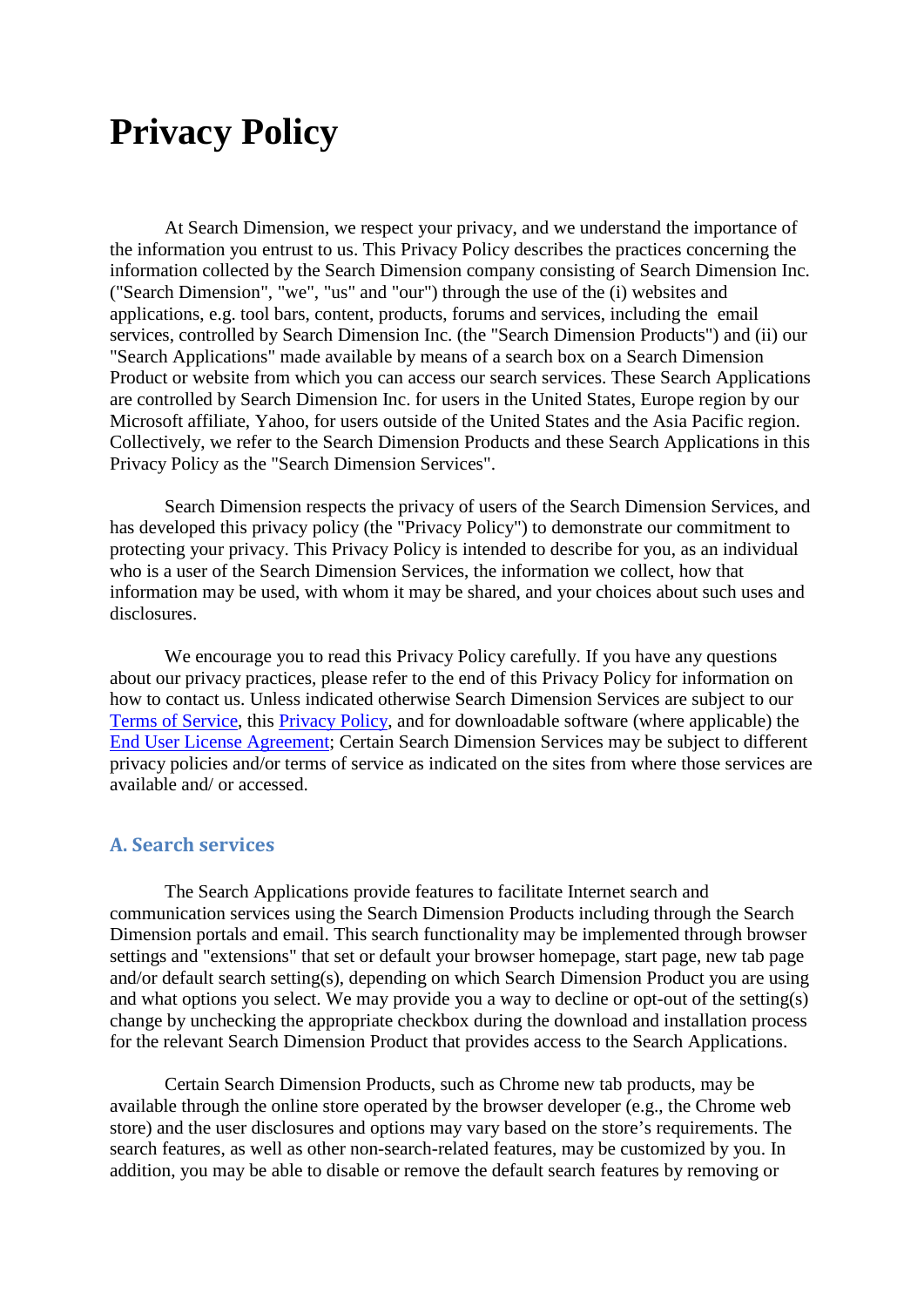# Privacy Policy

At Search Dimension, we respect your privacy, and we understand the importance of the information you entrust to us. This Privacy Policy describes the practices concerning the information collected by the Search Dimension company consisting of Search Dimension Inc. ("Search Dimension", "we", "us" and "our") through the use of the (i) websites and applications, e.g. tool bars, content, products, forums and services, including the email services, controlled by Search Dimension Inc. (the "Search Dimension Products") and (ii) our "Search Applications" made available by means of a search box on a Search Dimension Product or website from which you can access our search services. These Search Applications are controlled by Search Dimension Inc. for users in the United States, Europe region by our Microsoft affiliate, Yahoo, for users outside of the United States and the Asia Pacific region. Collectively, we refer to the Search Dimension Products and these Search Applications in this Privacy Policy as the "Search Dimension Services".

Search Dimension respects the privacy of users of the Search Dimension Services, and has developed this privacy policy (the "Privacy Policy") to demonstrate our commitment to protecting your privacy. This Privacy Policy is intended to describe for you, as an individual who is a user of the Search Dimension Services, the information we collect, how that information may be used, with whom it may be shared, and your choices about such uses and disclosures.

We encourage you to read this Privacy Policy carefully. If you have any questions about our privacy practices, please refer to the end of this Privacy Policy for information on how to contact us. Unless indicated otherwise Search Dimension Services are subject to our Terms of Service, this Privacy Policy, and for downloadable software (where applicable) the End User License Agreement; Certain Search Dimension Services may be subject to different privacy policies and/or terms of service as indicated on the sites from where those services are available and/ or accessed.

## A. Search services

The Search Applications provide features to facilitate Internet search and communication services using the Search Dimension Products including through the Search Dimension portals and email. This search functionality may be implemented through browser settings and "extensions" that set or default your browser homepage, start page, new tab page and/or default search setting(s), depending on which Search Dimension Product you are using and what options you select. We may provide you a way to decline or opt-out of the setting(s) change by unchecking the appropriate checkbox during the download and installation process for the relevant Search Dimension Product that provides access to the Search Applications.

Certain Search Dimension Products, such as Chrome new tab products, may be available through the online store operated by the browser developer (e.g., the Chrome web store) and the user disclosures and options may vary based on the store's requirements. The search features, as well as other non-search-related features, may be customized by you. In addition, you may be able to disable or remove the default search features by removing or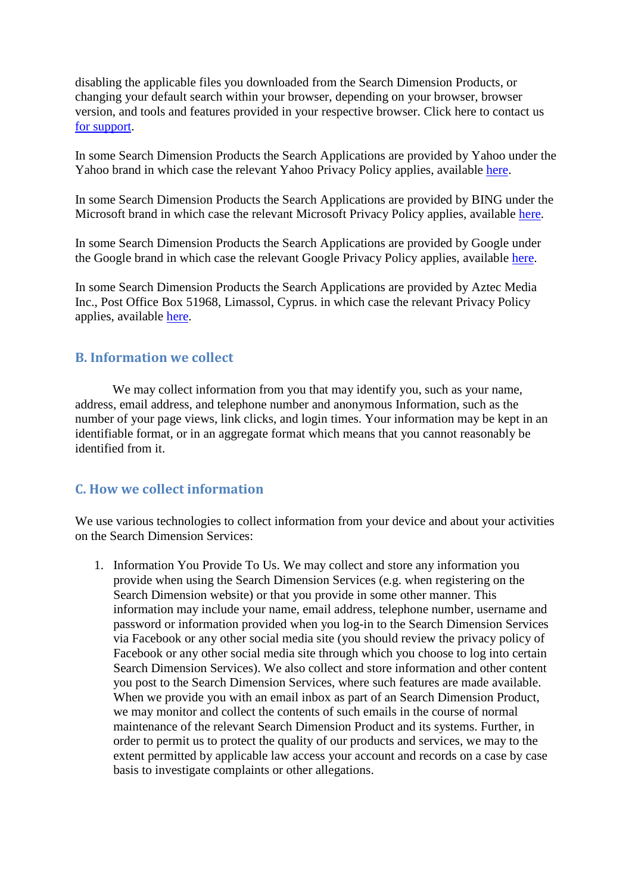disabling the applicable files you downloaded from the Search Dimension Products, or changing your default search within your browser, depending on your browser, browser version, and tools and features provided in your respective browser. Click here to contact us for support.

In some Search Dimension Products the Search Applications are provided by Yahoo under the Yahoo brand in which case the relevant Yahoo Privacy Policy applies, available here.

In some Search Dimension Products the Search Applications are provided by BING under the Microsoft brand in which case the relevant Microsoft Privacy Policy applies, available here.

In some Search Dimension Products the Search Applications are provided by Google under the Google brand in which case the relevant Google Privacy Policy applies, available here.

In some Search Dimension Products the Search Applications are provided by Aztec Media Inc., Post Office Box 51968, Limassol, Cyprus. in which case the relevant Privacy Policy applies, available here.

## B. Information we collect

We may collect information from you that may identify you, such as your name, address, email address, and telephone number and anonymous Information, such as the number of your page views, link clicks, and login times. Your information may be kept in an identifiable format, or in an aggregate format which means that you cannot reasonably be identified from it.

## C. How we collect information

We use various technologies to collect information from your device and about your activities on the Search Dimension Services:

1. Information You Provide To Us. We may collect and store any information you provide when using the Search Dimension Services (e.g. when registering on the Search Dimension website) or that you provide in some other manner. This information may include your name, email address, telephone number, username and password or information provided when you log-in to the Search Dimension Services via Facebook or any other social media site (you should review the privacy policy of Facebook or any other social media site through which you choose to log into certain Search Dimension Services). We also collect and store information and other content you post to the Search Dimension Services, where such features are made available. When we provide you with an email inbox as part of an Search Dimension Product, we may monitor and collect the contents of such emails in the course of normal maintenance of the relevant Search Dimension Product and its systems. Further, in order to permit us to protect the quality of our products and services, we may to the extent permitted by applicable law access your account and records on a case by case basis to investigate complaints or other allegations.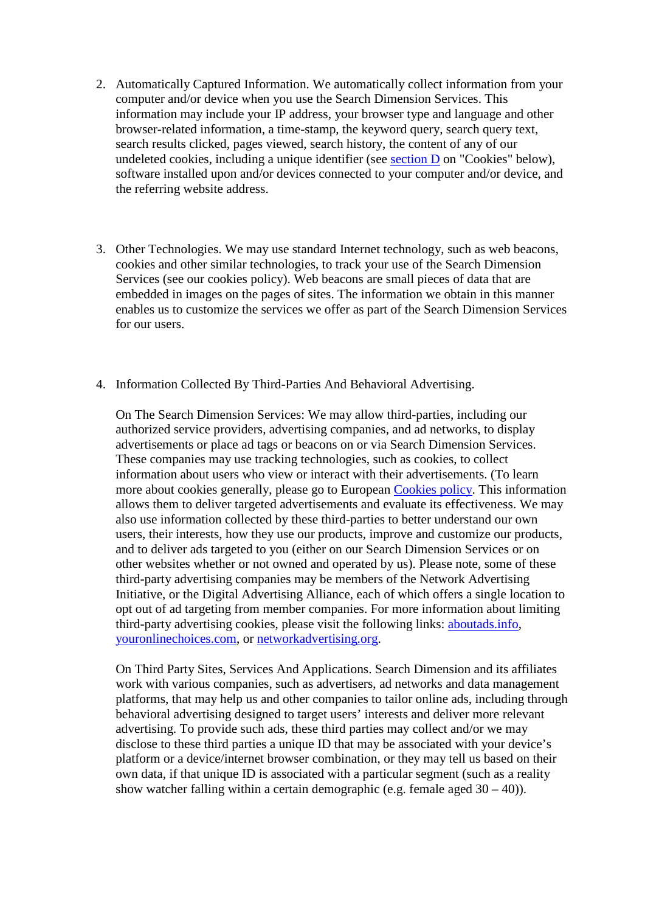2. Automatically Captured Information. We automatically collect information from your computer and/or device when you use the Search Dimension Services. This information may include your IP address, your browser type and language and other browser-related information, a time-stamp, the keyword query, search query text, search results clicked, pages viewed, search history, the content of any of our undeleted cookies, including a unique identifier (see section D on "Cookies" below), software installed upon and/or devices connected to your computer and/or device, and the referring website address.

3. Other Technologies. We may use standard Internet technology, such as web beacons, cookies and other similar technologies, to track your use of the Search Dimension Services (see our cookies policy). Web beacons are small pieces of data that are embedded in images on the pages of sites. The information we obtain in this manner enables us to customize the services we offer as part of the Search Dimension Services for our users.

4. Information Collected By Third-Parties And Behavioral Advertising.

   On The Search Dimension Services: We may allow third-parties, including our authorized service providers, advertising companies, and ad networks, to display advertisements or place ad tags or beacons on or via Search Dimension Services. These companies may use tracking technologies, such as cookies, to collect information about users who view or interact with their advertisements. (To learn more about cookies generally, please go to European Cookies policy. This information allows them to deliver targeted advertisements and evaluate its effectiveness. We may also use information collected by these third-parties to better understand our own users, their interests, how they use our products, improve and customize our products, and to deliver ads targeted to you (either on our Search Dimension Services or on other websites whether or not owned and operated by us). Please note, some of these third-party advertising companies may be members of the Network Advertising Initiative, or the Digital Advertising Alliance, each of which offers a single location to opt out of ad targeting from member companies. For more information about limiting third-party advertising cookies, please visit the following links: aboutads.info, youronlinechoices.com, or networkadvertising.org.

   On Third Party Sites, Services And Applications. Search Dimension and its affiliates work with various companies, such as advertisers, ad networks and data management platforms, that may help us and other companies to tailor online ads, including through behavioral advertising designed to target users' interests and deliver more relevant advertising. To provide such ads, these third parties may collect and/or we may disclose to these third parties a unique ID that may be associated with your device's platform or a device/internet browser combination, or they may tell us based on their own data, if that unique ID is associated with a particular segment (such as a reality show watcher falling within a certain demographic (e.g. female aged 30 – 40)).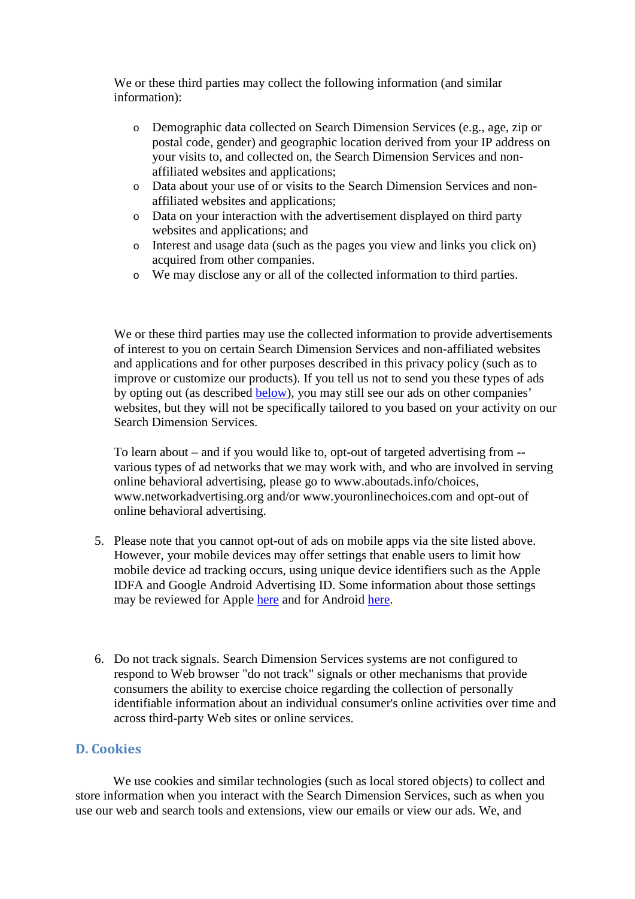We or these third parties may collect the following information (and similar information):

- Demographic data collected on Search Dimension Services (e.g., age, zip or postal code, gender) and geographic location derived from your IP address on your visits to, and collected on, the Search Dimension Services and non-affiliated websites and applications;
- Data about your use of or visits to the Search Dimension Services and non-affiliated websites and applications;
- Data on your interaction with the advertisement displayed on third party websites and applications; and
- Interest and usage data (such as the pages you view and links you click on) acquired from other companies.
- We may disclose any or all of the collected information to third parties.

We or these third parties may use the collected information to provide advertisements of interest to you on certain Search Dimension Services and non-affiliated websites and applications and for other purposes described in this privacy policy (such as to improve or customize our products). If you tell us not to send you these types of ads by opting out (as described [below]()), you may still see our ads on other companies' websites, but they will not be specifically tailored to you based on your activity on our Search Dimension Services.

To learn about – and if you would like to, opt-out of targeted advertising from -- various types of ad networks that we may work with, and who are involved in serving online behavioral advertising, please go to www.aboutads.info/choices, www.networkadvertising.org and/or www.youronlinechoices.com and opt-out of online behavioral advertising.

5. Please note that you cannot opt-out of ads on mobile apps via the site listed above. However, your mobile devices may offer settings that enable users to limit how mobile device ad tracking occurs, using unique device identifiers such as the Apple IDFA and Google Android Advertising ID. Some information about those settings may be reviewed for Apple [here]() and for Android [here]().

6. Do not track signals. Search Dimension Services systems are not configured to respond to Web browser "do not track" signals or other mechanisms that provide consumers the ability to exercise choice regarding the collection of personally identifiable information about an individual consumer's online activities over time and across third-party Web sites or online services.

## D. Cookies

We use cookies and similar technologies (such as local stored objects) to collect and store information when you interact with the Search Dimension Services, such as when you use our web and search tools and extensions, view our emails or view our ads. We, and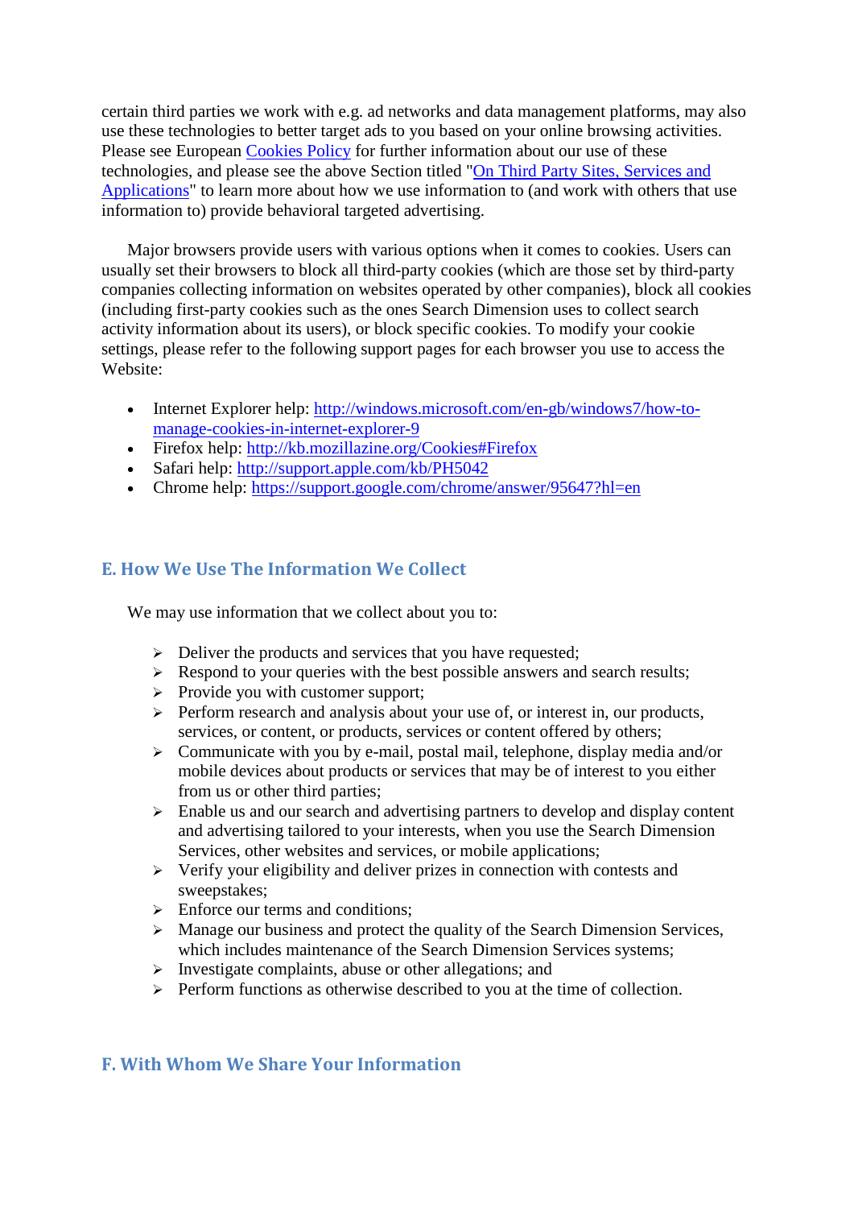certain third parties we work with e.g. ad networks and data management platforms, may also use these technologies to better target ads to you based on your online browsing activities. Please see European [Cookies Policy](#) for further information about our use of these technologies, and please see the above Section titled "[On Third Party Sites, Services and Applications](#)" to learn more about how we use information to (and work with others that use information to) provide behavioral targeted advertising.

Major browsers provide users with various options when it comes to cookies. Users can usually set their browsers to block all third-party cookies (which are those set by third-party companies collecting information on websites operated by other companies), block all cookies (including first-party cookies such as the ones Search Dimension uses to collect search activity information about its users), or block specific cookies. To modify your cookie settings, please refer to the following support pages for each browser you use to access the Website:

- Internet Explorer help: [http://windows.microsoft.com/en-gb/windows7/how-to-manage-cookies-in-internet-explorer-9](http://windows.microsoft.com/en-gb/windows7/how-to-manage-cookies-in-internet-explorer-9)
- Firefox help: [http://kb.mozillazine.org/Cookies#Firefox](http://kb.mozillazine.org/Cookies#Firefox)
- Safari help: [http://support.apple.com/kb/PH5042](http://support.apple.com/kb/PH5042)
- Chrome help: [https://support.google.com/chrome/answer/95647?hl=en](https://support.google.com/chrome/answer/95647?hl=en)

## E. How We Use The Information We Collect

We may use information that we collect about you to:

- Deliver the products and services that you have requested;
- Respond to your queries with the best possible answers and search results;
- Provide you with customer support;
- Perform research and analysis about your use of, or interest in, our products, services, or content, or products, services or content offered by others;
- Communicate with you by e-mail, postal mail, telephone, display media and/or mobile devices about products or services that may be of interest to you either from us or other third parties;
- Enable us and our search and advertising partners to develop and display content and advertising tailored to your interests, when you use the Search Dimension Services, other websites and services, or mobile applications;
- Verify your eligibility and deliver prizes in connection with contests and sweepstakes;
- Enforce our terms and conditions;
- Manage our business and protect the quality of the Search Dimension Services, which includes maintenance of the Search Dimension Services systems;
- Investigate complaints, abuse or other allegations; and
- Perform functions as otherwise described to you at the time of collection.

## F. With Whom We Share Your Information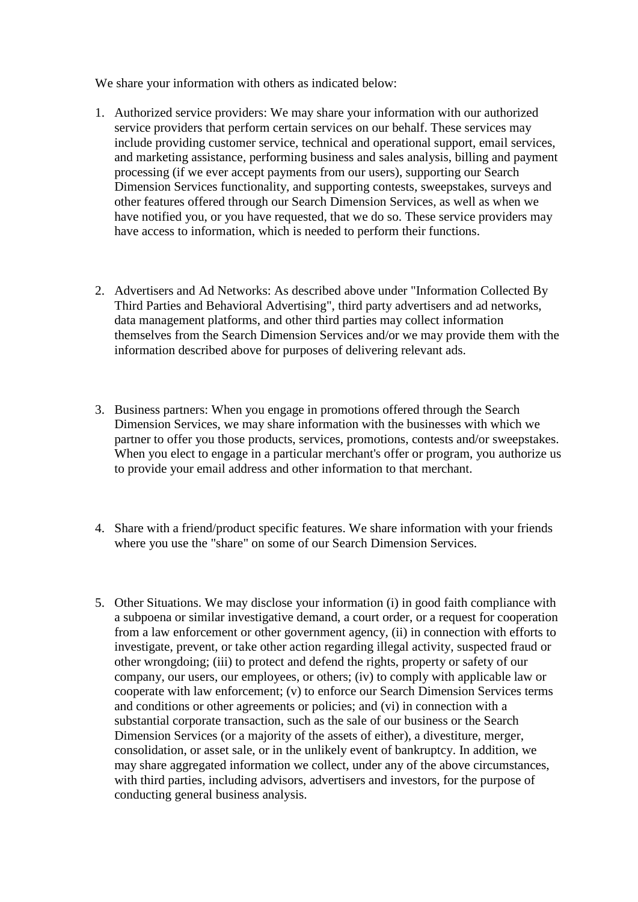We share your information with others as indicated below:

1. Authorized service providers: We may share your information with our authorized service providers that perform certain services on our behalf. These services may include providing customer service, technical and operational support, email services, and marketing assistance, performing business and sales analysis, billing and payment processing (if we ever accept payments from our users), supporting our Search Dimension Services functionality, and supporting contests, sweepstakes, surveys and other features offered through our Search Dimension Services, as well as when we have notified you, or you have requested, that we do so. These service providers may have access to information, which is needed to perform their functions.

2. Advertisers and Ad Networks: As described above under "Information Collected By Third Parties and Behavioral Advertising", third party advertisers and ad networks, data management platforms, and other third parties may collect information themselves from the Search Dimension Services and/or we may provide them with the information described above for purposes of delivering relevant ads.

3. Business partners: When you engage in promotions offered through the Search Dimension Services, we may share information with the businesses with which we partner to offer you those products, services, promotions, contests and/or sweepstakes. When you elect to engage in a particular merchant's offer or program, you authorize us to provide your email address and other information to that merchant.

4. Share with a friend/product specific features. We share information with your friends where you use the "share" on some of our Search Dimension Services.

5. Other Situations. We may disclose your information (i) in good faith compliance with a subpoena or similar investigative demand, a court order, or a request for cooperation from a law enforcement or other government agency, (ii) in connection with efforts to investigate, prevent, or take other action regarding illegal activity, suspected fraud or other wrongdoing; (iii) to protect and defend the rights, property or safety of our company, our users, our employees, or others; (iv) to comply with applicable law or cooperate with law enforcement; (v) to enforce our Search Dimension Services terms and conditions or other agreements or policies; and (vi) in connection with a substantial corporate transaction, such as the sale of our business or the Search Dimension Services (or a majority of the assets of either), a divestiture, merger, consolidation, or asset sale, or in the unlikely event of bankruptcy. In addition, we may share aggregated information we collect, under any of the above circumstances, with third parties, including advisors, advertisers and investors, for the purpose of conducting general business analysis.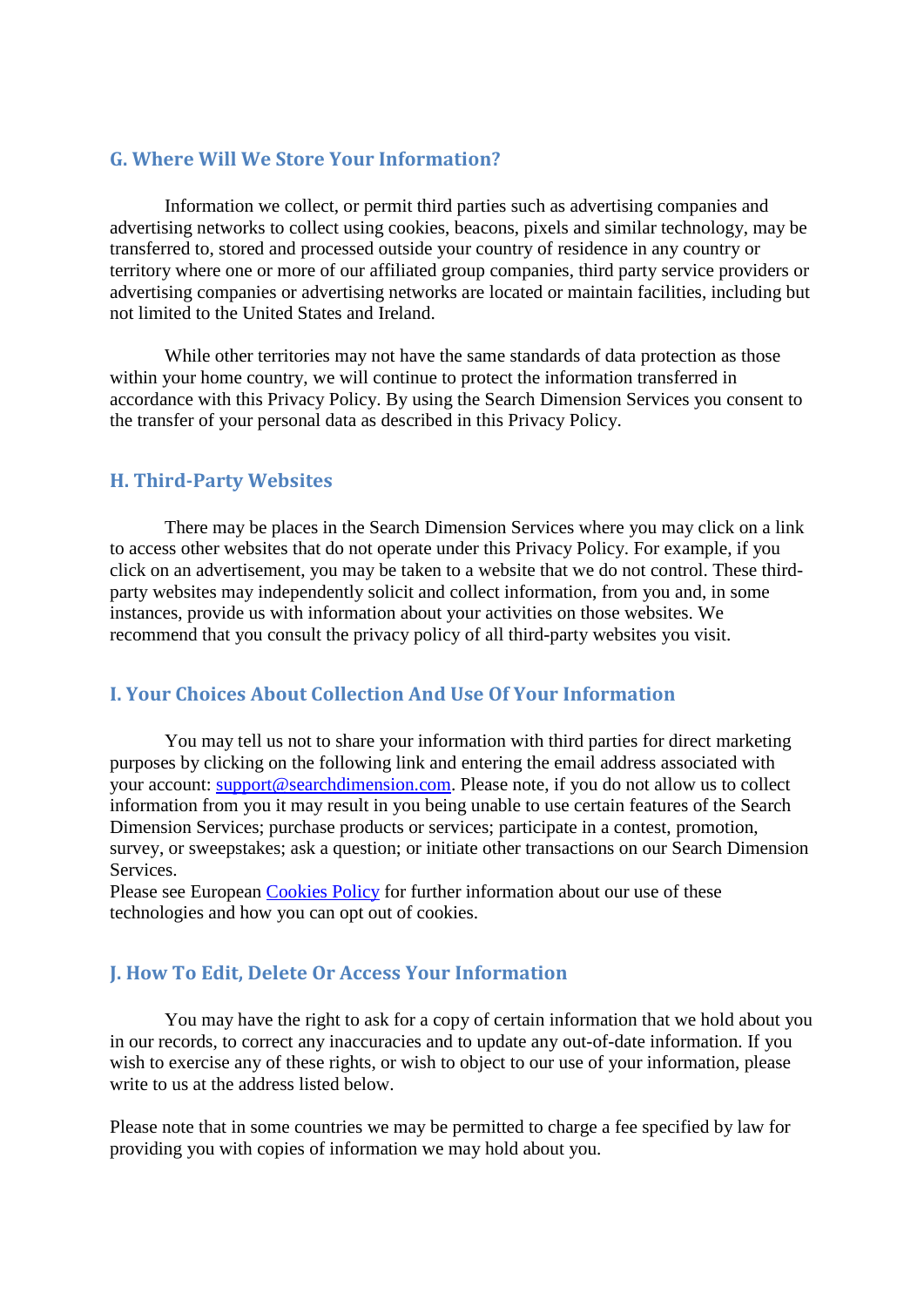## G. Where Will We Store Your Information?

Information we collect, or permit third parties such as advertising companies and advertising networks to collect using cookies, beacons, pixels and similar technology, may be transferred to, stored and processed outside your country of residence in any country or territory where one or more of our affiliated group companies, third party service providers or advertising companies or advertising networks are located or maintain facilities, including but not limited to the United States and Ireland.

While other territories may not have the same standards of data protection as those within your home country, we will continue to protect the information transferred in accordance with this Privacy Policy. By using the Search Dimension Services you consent to the transfer of your personal data as described in this Privacy Policy.

## H. Third-Party Websites

There may be places in the Search Dimension Services where you may click on a link to access other websites that do not operate under this Privacy Policy. For example, if you click on an advertisement, you may be taken to a website that we do not control. These third-party websites may independently solicit and collect information, from you and, in some instances, provide us with information about your activities on those websites. We recommend that you consult the privacy policy of all third-party websites you visit.

## I. Your Choices About Collection And Use Of Your Information

You may tell us not to share your information with third parties for direct marketing purposes by clicking on the following link and entering the email address associated with your account: [support@searchdimension.com](mailto:support@searchdimension.com). Please note, if you do not allow us to collect information from you it may result in you being unable to use certain features of the Search Dimension Services; purchase products or services; participate in a contest, promotion, survey, or sweepstakes; ask a question; or initiate other transactions on our Search Dimension Services.
Please see European [Cookies Policy]() for further information about our use of these technologies and how you can opt out of cookies.

## J. How To Edit, Delete Or Access Your Information

You may have the right to ask for a copy of certain information that we hold about you in our records, to correct any inaccuracies and to update any out-of-date information. If you wish to exercise any of these rights, or wish to object to our use of your information, please write to us at the address listed below.

Please note that in some countries we may be permitted to charge a fee specified by law for providing you with copies of information we may hold about you.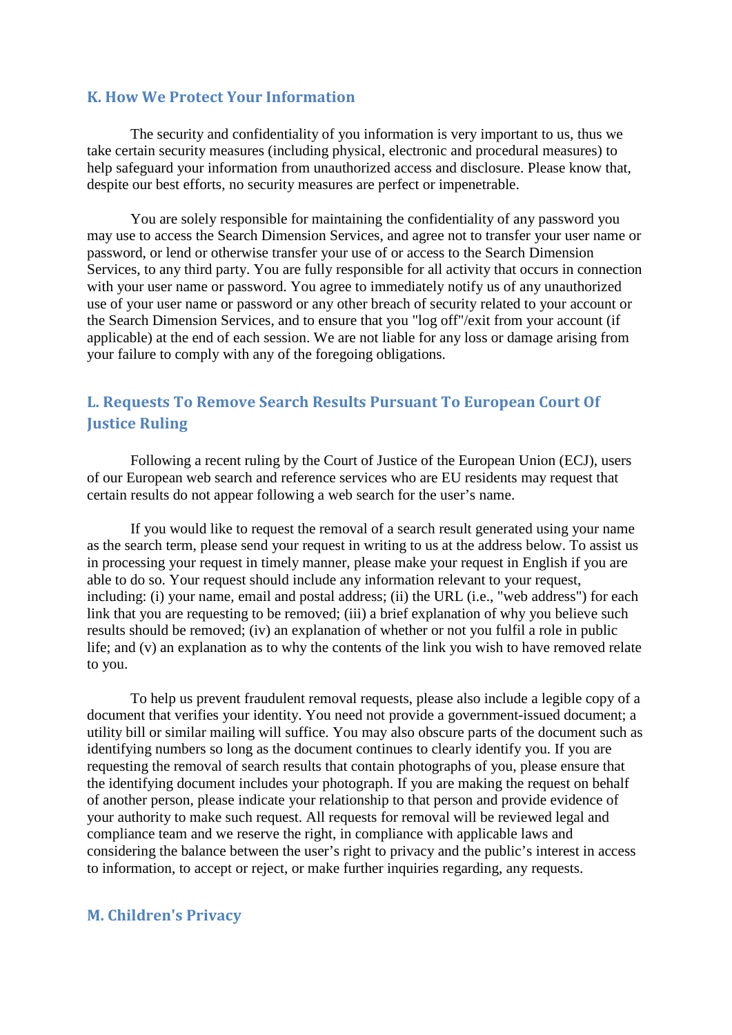## K. How We Protect Your Information

The security and confidentiality of you information is very important to us, thus we take certain security measures (including physical, electronic and procedural measures) to help safeguard your information from unauthorized access and disclosure. Please know that, despite our best efforts, no security measures are perfect or impenetrable.

You are solely responsible for maintaining the confidentiality of any password you may use to access the Search Dimension Services, and agree not to transfer your user name or password, or lend or otherwise transfer your use of or access to the Search Dimension Services, to any third party. You are fully responsible for all activity that occurs in connection with your user name or password. You agree to immediately notify us of any unauthorized use of your user name or password or any other breach of security related to your account or the Search Dimension Services, and to ensure that you "log off"/exit from your account (if applicable) at the end of each session. We are not liable for any loss or damage arising from your failure to comply with any of the foregoing obligations.

## L. Requests To Remove Search Results Pursuant To European Court Of Justice Ruling

Following a recent ruling by the Court of Justice of the European Union (ECJ), users of our European web search and reference services who are EU residents may request that certain results do not appear following a web search for the user's name.

If you would like to request the removal of a search result generated using your name as the search term, please send your request in writing to us at the address below. To assist us in processing your request in timely manner, please make your request in English if you are able to do so. Your request should include any information relevant to your request, including: (i) your name, email and postal address; (ii) the URL (i.e., "web address") for each link that you are requesting to be removed; (iii) a brief explanation of why you believe such results should be removed; (iv) an explanation of whether or not you fulfil a role in public life; and (v) an explanation as to why the contents of the link you wish to have removed relate to you.

To help us prevent fraudulent removal requests, please also include a legible copy of a document that verifies your identity. You need not provide a government-issued document; a utility bill or similar mailing will suffice. You may also obscure parts of the document such as identifying numbers so long as the document continues to clearly identify you. If you are requesting the removal of search results that contain photographs of you, please ensure that the identifying document includes your photograph. If you are making the request on behalf of another person, please indicate your relationship to that person and provide evidence of your authority to make such request. All requests for removal will be reviewed legal and compliance team and we reserve the right, in compliance with applicable laws and considering the balance between the user's right to privacy and the public's interest in access to information, to accept or reject, or make further inquiries regarding, any requests.

## M. Children's Privacy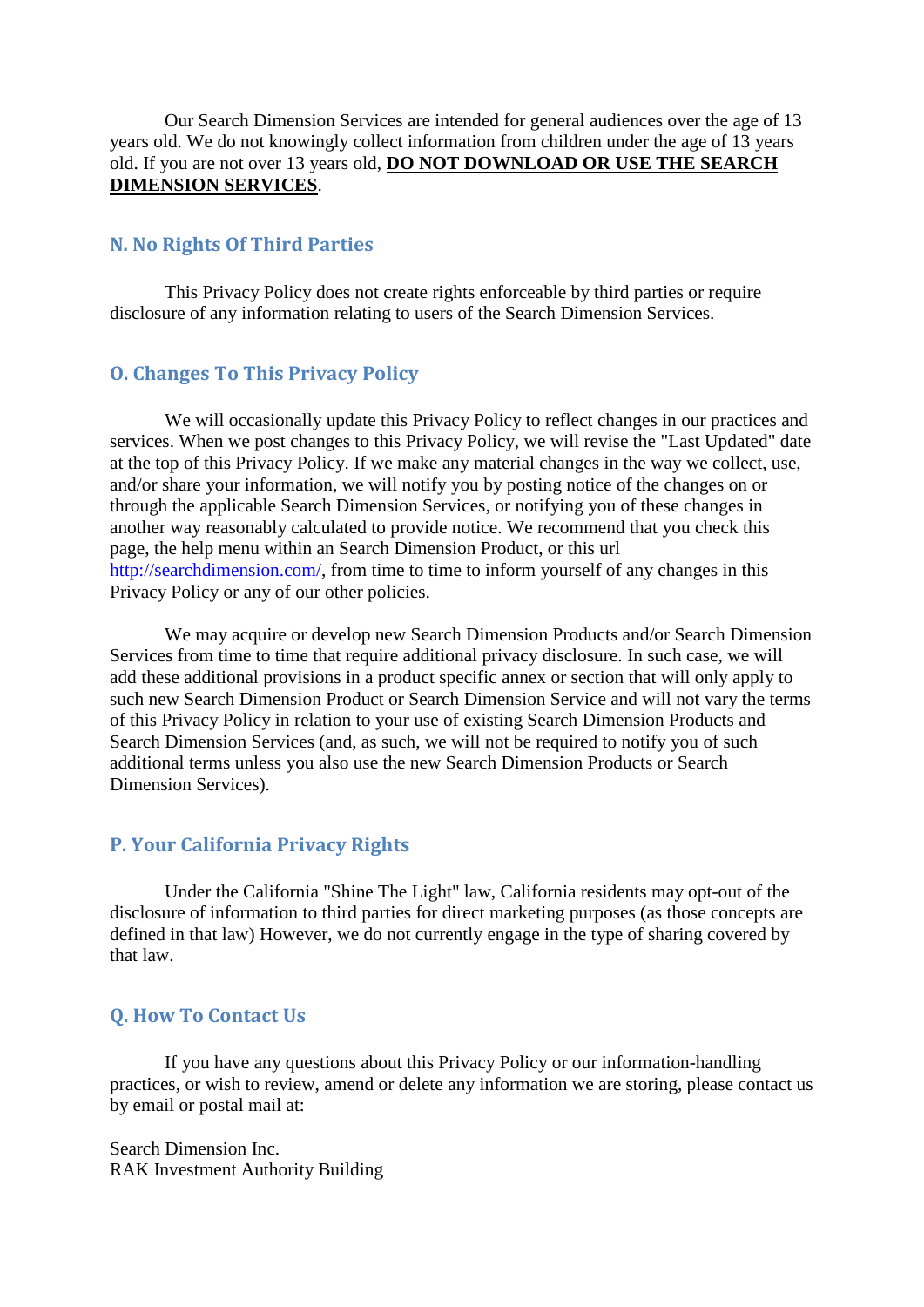Our Search Dimension Services are intended for general audiences over the age of 13 years old. We do not knowingly collect information from children under the age of 13 years old. If you are not over 13 years old, **DO NOT DOWNLOAD OR USE THE SEARCH DIMENSION SERVICES**.

## N. No Rights Of Third Parties

This Privacy Policy does not create rights enforceable by third parties or require disclosure of any information relating to users of the Search Dimension Services.

## O. Changes To This Privacy Policy

We will occasionally update this Privacy Policy to reflect changes in our practices and services. When we post changes to this Privacy Policy, we will revise the "Last Updated" date at the top of this Privacy Policy. If we make any material changes in the way we collect, use, and/or share your information, we will notify you by posting notice of the changes on or through the applicable Search Dimension Services, or notifying you of these changes in another way reasonably calculated to provide notice. We recommend that you check this page, the help menu within an Search Dimension Product, or this url [http://searchdimension.com/](http://searchdimension.com/), from time to time to inform yourself of any changes in this Privacy Policy or any of our other policies.

We may acquire or develop new Search Dimension Products and/or Search Dimension Services from time to time that require additional privacy disclosure. In such case, we will add these additional provisions in a product specific annex or section that will only apply to such new Search Dimension Product or Search Dimension Service and will not vary the terms of this Privacy Policy in relation to your use of existing Search Dimension Products and Search Dimension Services (and, as such, we will not be required to notify you of such additional terms unless you also use the new Search Dimension Products or Search Dimension Services).

## P. Your California Privacy Rights

Under the California "Shine The Light" law, California residents may opt-out of the disclosure of information to third parties for direct marketing purposes (as those concepts are defined in that law) However, we do not currently engage in the type of sharing covered by that law.

## Q. How To Contact Us

If you have any questions about this Privacy Policy or our information-handling practices, or wish to review, amend or delete any information we are storing, please contact us by email or postal mail at:

Search Dimension Inc.
RAK Investment Authority Building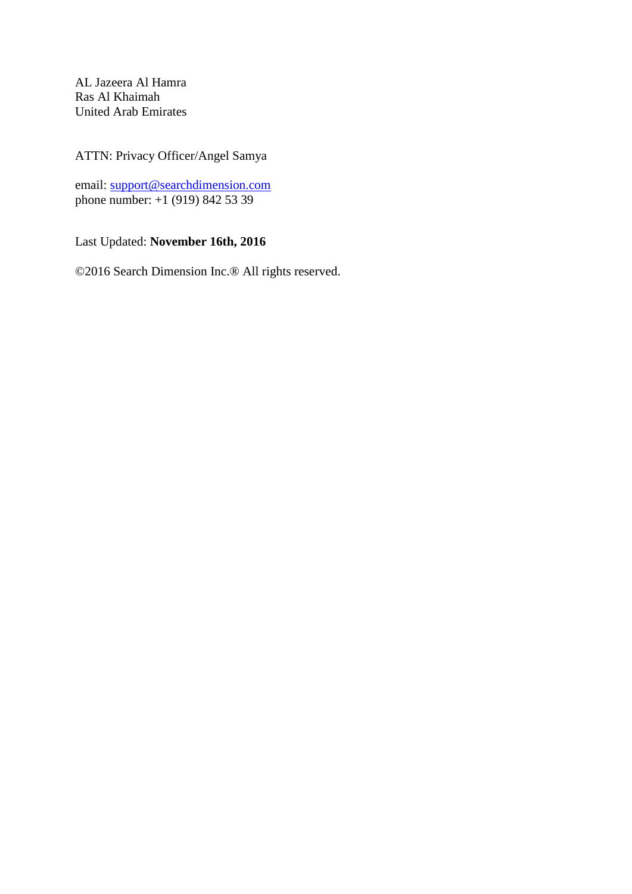AL Jazeera Al Hamra
Ras Al Khaimah
United Arab Emirates

ATTN: Privacy Officer/Angel Samya

email: support@searchdimension.com
phone number: +1 (919) 842 53 39

Last Updated: **November 16th, 2016**

©2016 Search Dimension Inc.® All rights reserved.